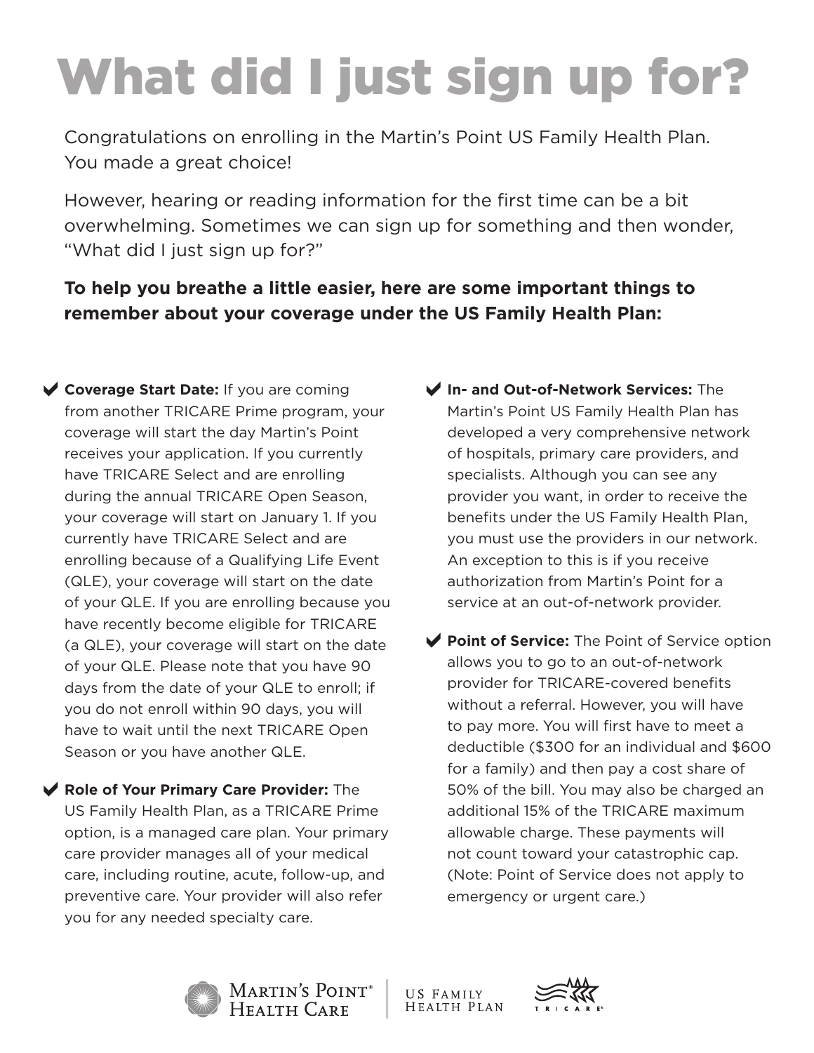# What did I just sign up for?

Congratulations on enrolling in the Martin's Point US Family Health Plan. You made a great choice!

However, hearing or reading information for the first time can be a bit overwhelming. Sometimes we can sign up for something and then wonder, "What did I just sign up for?"

**To help you breathe a little easier, here are some important things to remember about your coverage under the US Family Health Plan:**

- ✔ **Coverage Start Date:** If you are coming from another TRICARE Prime program, your coverage will start the day Martin's Point receives your application. If you currently have TRICARE Select and are enrolling during the annual TRICARE Open Season, your coverage will start on January 1. If you currently have TRICARE Select and are enrolling because of a Qualifying Life Event (QLE), your coverage will start on the date of your QLE. If you are enrolling because you have recently become eligible for TRICARE (a QLE), your coverage will start on the date of your QLE. Please note that you have 90 days from the date of your QLE to enroll; if you do not enroll within 90 days, you will have to wait until the next TRICARE Open Season or you have another QLE.

- ✔ **Role of Your Primary Care Provider:** The US Family Health Plan, as a TRICARE Prime option, is a managed care plan. Your primary care provider manages all of your medical care, including routine, acute, follow-up, and preventive care. Your provider will also refer you for any needed specialty care.

- ✔ **In- and Out-of-Network Services:** The Martin's Point US Family Health Plan has developed a very comprehensive network of hospitals, primary care providers, and specialists. Although you can see any provider you want, in order to receive the benefits under the US Family Health Plan, you must use the providers in our network. An exception to this is if you receive authorization from Martin's Point for a service at an out-of-network provider.

- ✔ **Point of Service:** The Point of Service option allows you to go to an out-of-network provider for TRICARE-covered benefits without a referral. However, you will have to pay more. You will first have to meet a deductible ($300 for an individual and $600 for a family) and then pay a cost share of 50% of the bill. You may also be charged an additional 15% of the TRICARE maximum allowable charge. These payments will not count toward your catastrophic cap. (Note: Point of Service does not apply to emergency or urgent care.)

Martin's Point® Health Care | US Family Health Plan | TRICARE®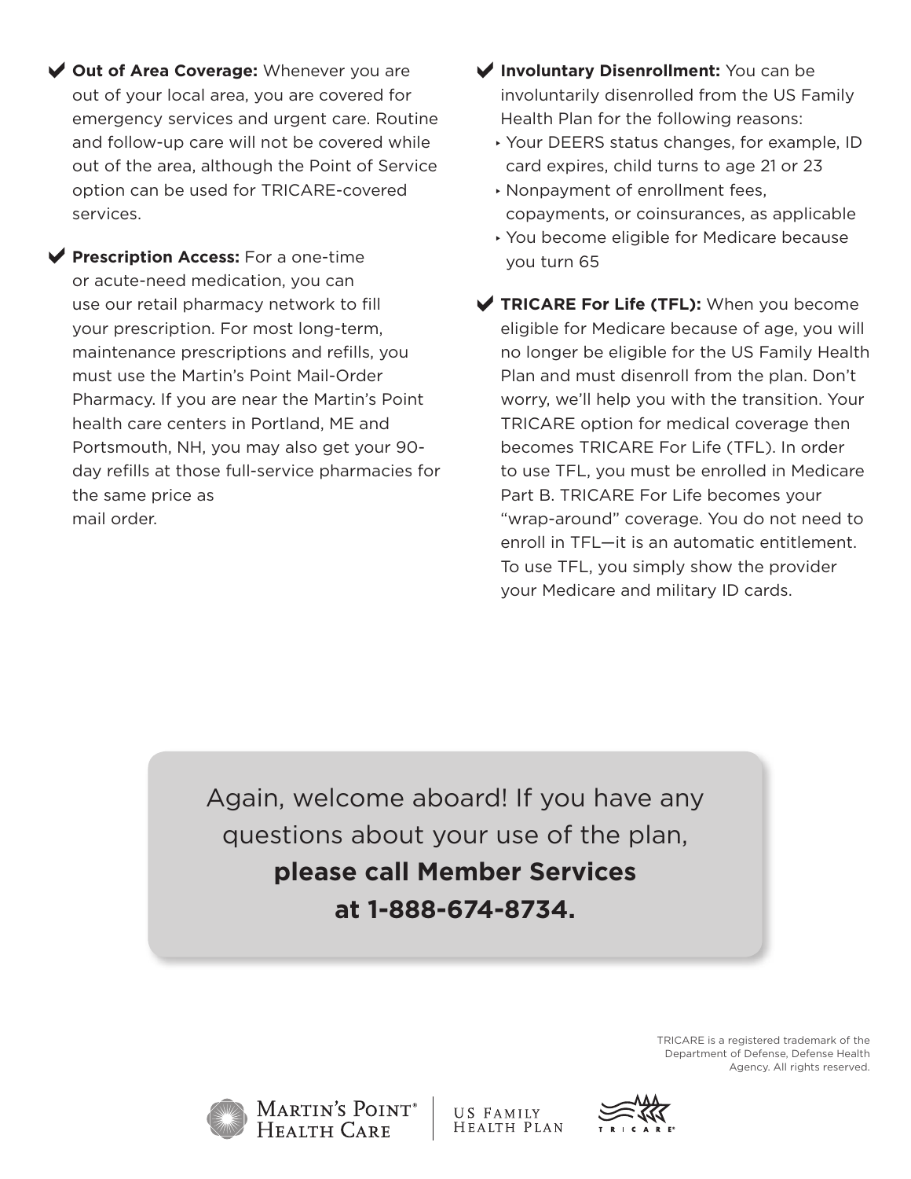- ✔ **Out of Area Coverage:** Whenever you are out of your local area, you are covered for emergency services and urgent care. Routine and follow-up care will not be covered while out of the area, although the Point of Service option can be used for TRICARE-covered services.

- ✔ **Prescription Access:** For a one-time or acute-need medication, you can use our retail pharmacy network to fill your prescription. For most long-term, maintenance prescriptions and refills, you must use the Martin's Point Mail-Order Pharmacy. If you are near the Martin's Point health care centers in Portland, ME and Portsmouth, NH, you may also get your 90-day refills at those full-service pharmacies for the same price as mail order.

- ✔ **Involuntary Disenrollment:** You can be involuntarily disenrolled from the US Family Health Plan for the following reasons:
  - Your DEERS status changes, for example, ID card expires, child turns to age 21 or 23
  - Nonpayment of enrollment fees, copayments, or coinsurances, as applicable
  - You become eligible for Medicare because you turn 65

- ✔ **TRICARE For Life (TFL):** When you become eligible for Medicare because of age, you will no longer be eligible for the US Family Health Plan and must disenroll from the plan. Don't worry, we'll help you with the transition. Your TRICARE option for medical coverage then becomes TRICARE For Life (TFL). In order to use TFL, you must be enrolled in Medicare Part B. TRICARE For Life becomes your "wrap-around" coverage. You do not need to enroll in TFL—it is an automatic entitlement. To use TFL, you simply show the provider your Medicare and military ID cards.

Again, welcome aboard! If you have any questions about your use of the plan, **please call Member Services at 1-888-674-8734.**

TRICARE is a registered trademark of the Department of Defense, Defense Health Agency. All rights reserved.

Martin's Point® Health Care | US Family Health Plan | TRICARE®